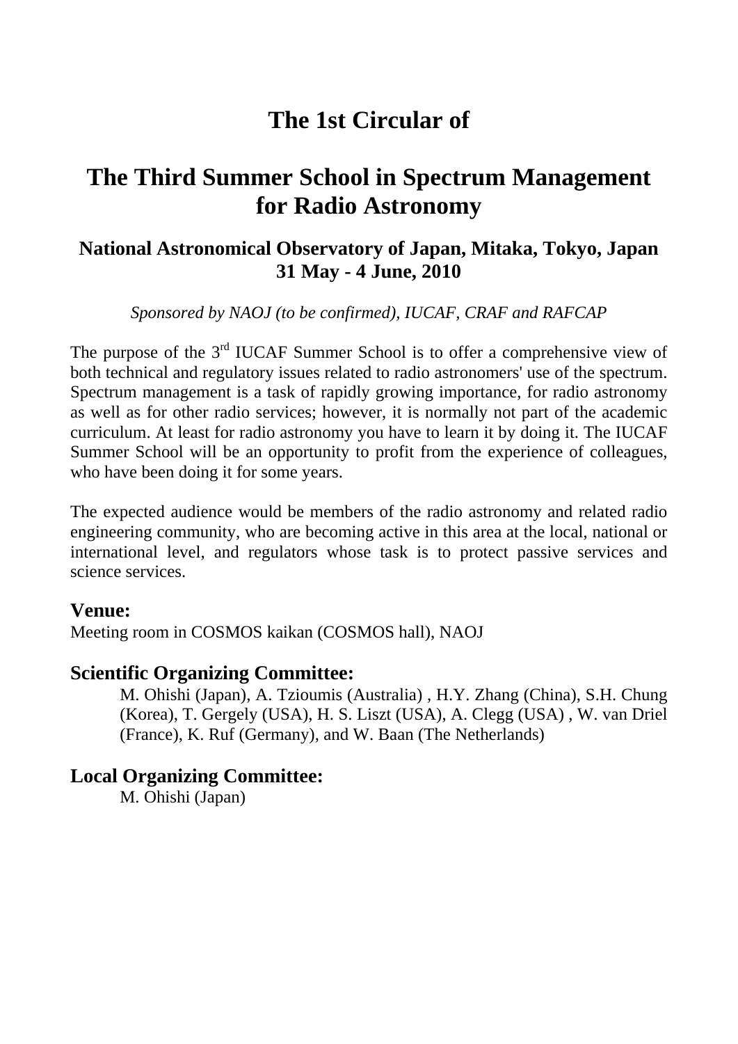# The 1st Circular of

# The Third Summer School in Spectrum Management for Radio Astronomy

### National Astronomical Observatory of Japan, Mitaka, Tokyo, Japan
### 31 May - 4 June, 2010

*Sponsored by NAOJ (to be confirmed), IUCAF, CRAF and RAFCAP*

The purpose of the 3rd IUCAF Summer School is to offer a comprehensive view of both technical and regulatory issues related to radio astronomers' use of the spectrum. Spectrum management is a task of rapidly growing importance, for radio astronomy as well as for other radio services; however, it is normally not part of the academic curriculum. At least for radio astronomy you have to learn it by doing it. The IUCAF Summer School will be an opportunity to profit from the experience of colleagues, who have been doing it for some years.

The expected audience would be members of the radio astronomy and related radio engineering community, who are becoming active in this area at the local, national or international level, and regulators whose task is to protect passive services and science services.

## Venue:

Meeting room in COSMOS kaikan (COSMOS hall), NAOJ

## Scientific Organizing Committee:

M. Ohishi (Japan), A. Tzioumis (Australia) , H.Y. Zhang (China), S.H. Chung (Korea), T. Gergely (USA), H. S. Liszt (USA), A. Clegg (USA) , W. van Driel (France), K. Ruf (Germany), and W. Baan (The Netherlands)

## Local Organizing Committee:

M. Ohishi (Japan)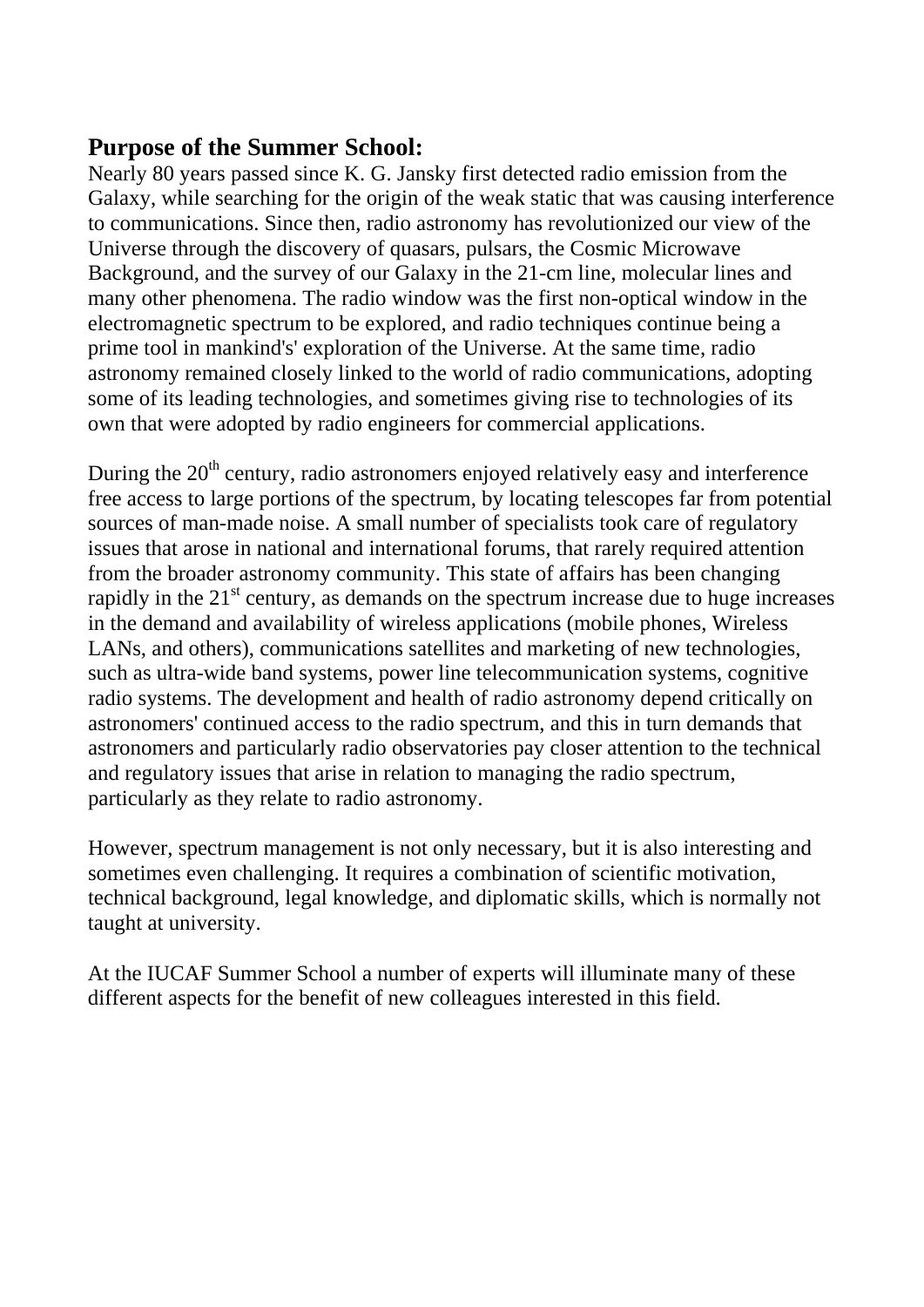## Purpose of the Summer School:

Nearly 80 years passed since K. G. Jansky first detected radio emission from the Galaxy, while searching for the origin of the weak static that was causing interference to communications. Since then, radio astronomy has revolutionized our view of the Universe through the discovery of quasars, pulsars, the Cosmic Microwave Background, and the survey of our Galaxy in the 21-cm line, molecular lines and many other phenomena. The radio window was the first non-optical window in the electromagnetic spectrum to be explored, and radio techniques continue being a prime tool in mankind's' exploration of the Universe. At the same time, radio astronomy remained closely linked to the world of radio communications, adopting some of its leading technologies, and sometimes giving rise to technologies of its own that were adopted by radio engineers for commercial applications.

During the 20$^{th}$ century, radio astronomers enjoyed relatively easy and interference free access to large portions of the spectrum, by locating telescopes far from potential sources of man-made noise. A small number of specialists took care of regulatory issues that arose in national and international forums, that rarely required attention from the broader astronomy community. This state of affairs has been changing rapidly in the 21$^{st}$ century, as demands on the spectrum increase due to huge increases in the demand and availability of wireless applications (mobile phones, Wireless LANs, and others), communications satellites and marketing of new technologies, such as ultra-wide band systems, power line telecommunication systems, cognitive radio systems. The development and health of radio astronomy depend critically on astronomers' continued access to the radio spectrum, and this in turn demands that astronomers and particularly radio observatories pay closer attention to the technical and regulatory issues that arise in relation to managing the radio spectrum, particularly as they relate to radio astronomy.

However, spectrum management is not only necessary, but it is also interesting and sometimes even challenging. It requires a combination of scientific motivation, technical background, legal knowledge, and diplomatic skills, which is normally not taught at university.

At the IUCAF Summer School a number of experts will illuminate many of these different aspects for the benefit of new colleagues interested in this field.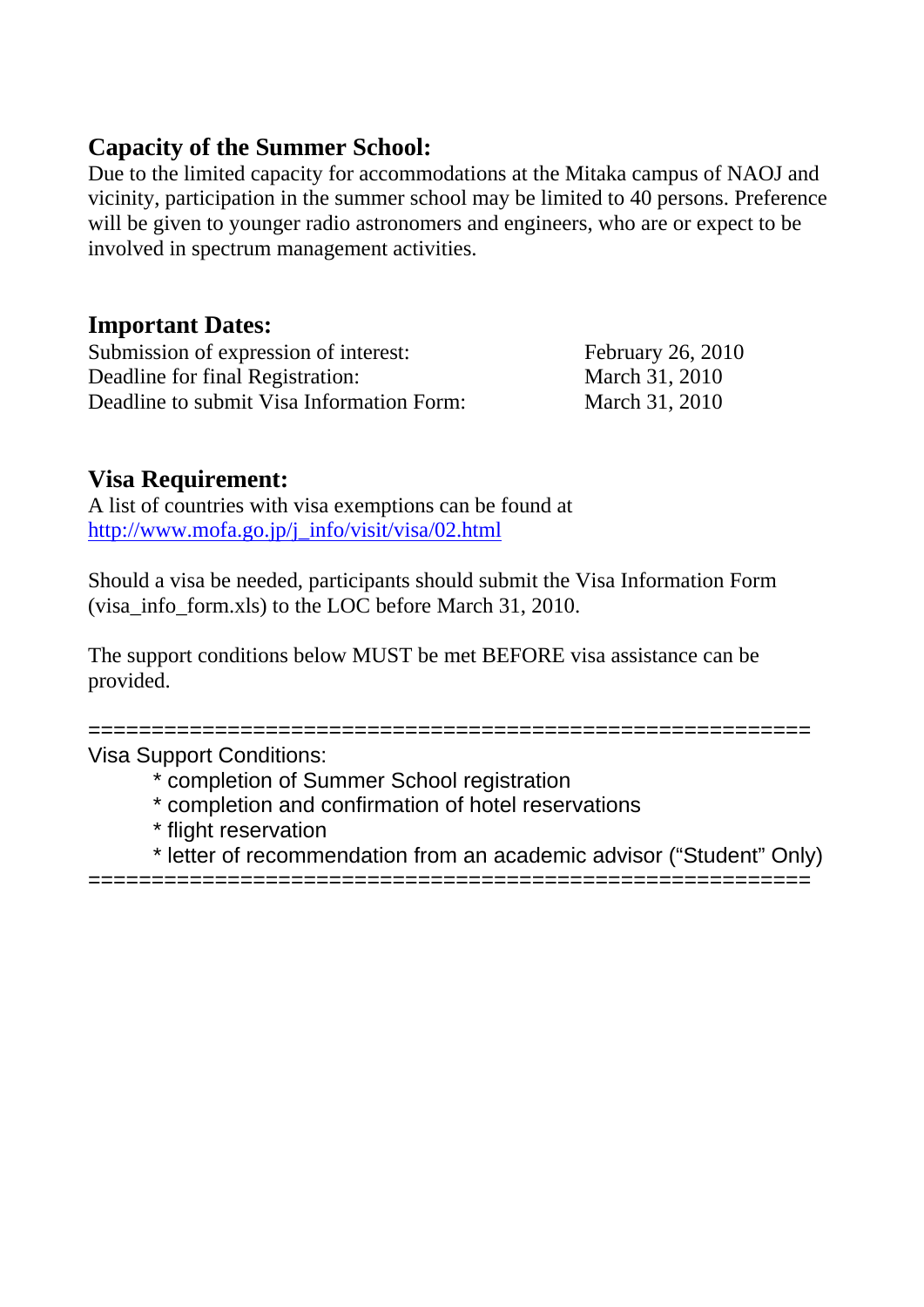## Capacity of the Summer School:

Due to the limited capacity for accommodations at the Mitaka campus of NAOJ and vicinity, participation in the summer school may be limited to 40 persons. Preference will be given to younger radio astronomers and engineers, who are or expect to be involved in spectrum management activities.

## Important Dates:

| | |
|---|---|
| Submission of expression of interest: | February 26, 2010 |
| Deadline for final Registration: | March 31, 2010 |
| Deadline to submit Visa Information Form: | March 31, 2010 |

## Visa Requirement:

A list of countries with visa exemptions can be found at http://www.mofa.go.jp/j_info/visit/visa/02.html

Should a visa be needed, participants should submit the Visa Information Form (visa_info_form.xls) to the LOC before March 31, 2010.

The support conditions below MUST be met BEFORE visa assistance can be provided.

```
========================================================
Visa Support Conditions:
      * completion of Summer School registration
      * completion and confirmation of hotel reservations
      * flight reservation
      * letter of recommendation from an academic advisor (“Student” Only)
========================================================
```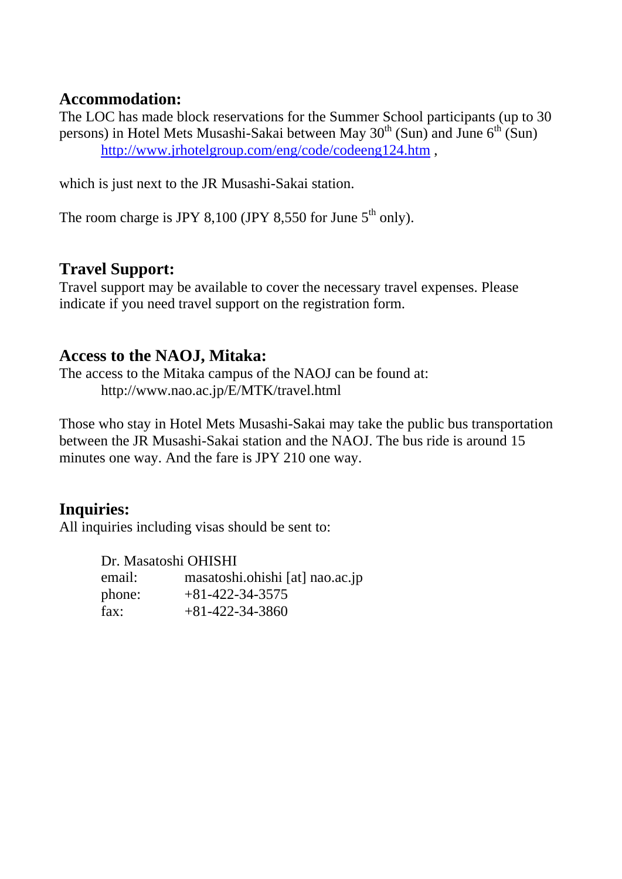## Accommodation:

The LOC has made block reservations for the Summer School participants (up to 30 persons) in Hotel Mets Musashi-Sakai between May 30th (Sun) and June 6th (Sun)

    http://www.jrhotelgroup.com/eng/code/codeeng124.htm ,

which is just next to the JR Musashi-Sakai station.

The room charge is JPY 8,100 (JPY 8,550 for June 5th only).

## Travel Support:

Travel support may be available to cover the necessary travel expenses. Please indicate if you need travel support on the registration form.

## Access to the NAOJ, Mitaka:

The access to the Mitaka campus of the NAOJ can be found at:

    http://www.nao.ac.jp/E/MTK/travel.html

Those who stay in Hotel Mets Musashi-Sakai may take the public bus transportation between the JR Musashi-Sakai station and the NAOJ. The bus ride is around 15 minutes one way. And the fare is JPY 210 one way.

## Inquiries:

All inquiries including visas should be sent to:

Dr. Masatoshi OHISHI
email: masatoshi.ohishi [at] nao.ac.jp
phone: +81-422-34-3575
fax: +81-422-34-3860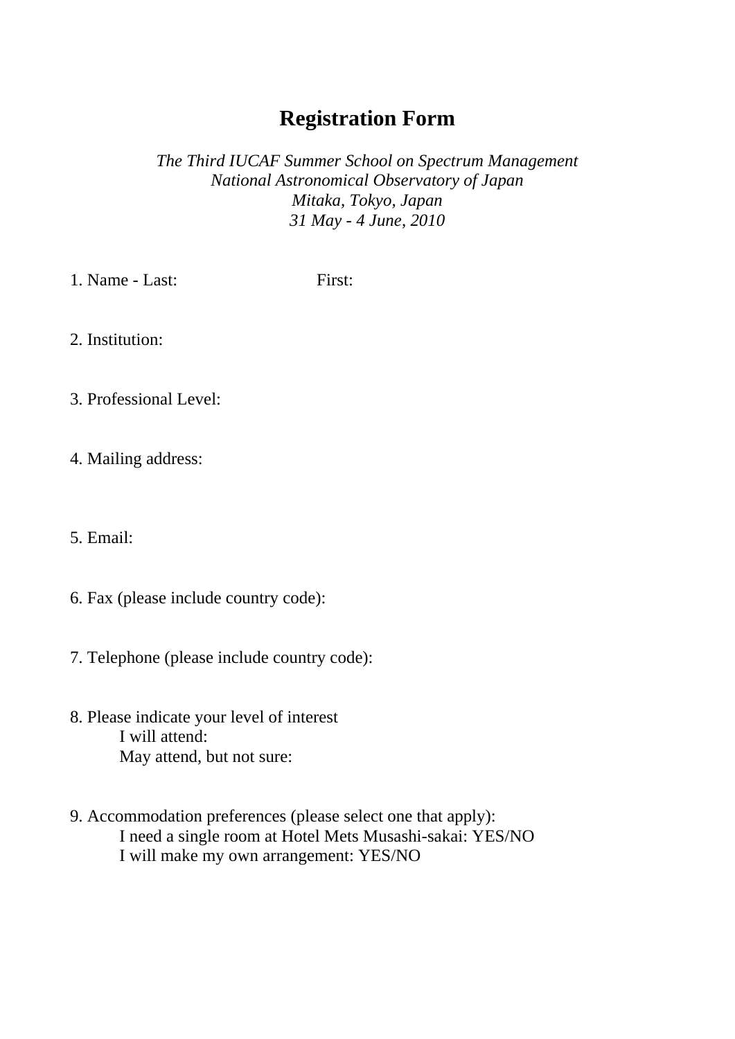# Registration Form

*The Third IUCAF Summer School on Spectrum Management*
*National Astronomical Observatory of Japan*
*Mitaka, Tokyo, Japan*
*31 May - 4 June, 2010*

1. Name - Last: First:

2. Institution:

3. Professional Level:

4. Mailing address:

5. Email:

6. Fax (please include country code):

7. Telephone (please include country code):

8. Please indicate your level of interest
   I will attend:
   May attend, but not sure:

9. Accommodation preferences (please select one that apply):
   I need a single room at Hotel Mets Musashi-sakai: YES/NO
   I will make my own arrangement: YES/NO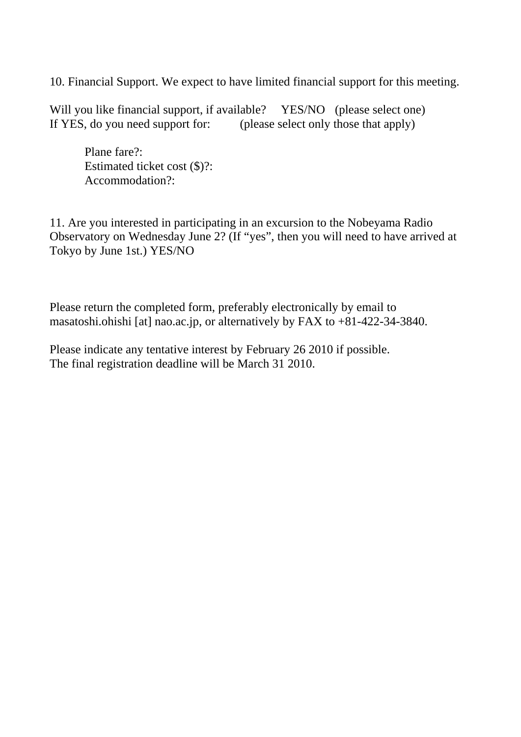10. Financial Support. We expect to have limited financial support for this meeting.

Will you like financial support, if available?  YES/NO  (please select one)
If YES, do you need support for:  (please select only those that apply)

> Plane fare?:
> Estimated ticket cost ($)?:
> Accommodation?:

11. Are you interested in participating in an excursion to the Nobeyama Radio Observatory on Wednesday June 2? (If "yes", then you will need to have arrived at Tokyo by June 1st.) YES/NO

Please return the completed form, preferably electronically by email to masatoshi.ohishi [at] nao.ac.jp, or alternatively by FAX to +81-422-34-3840.

Please indicate any tentative interest by February 26 2010 if possible.
The final registration deadline will be March 31 2010.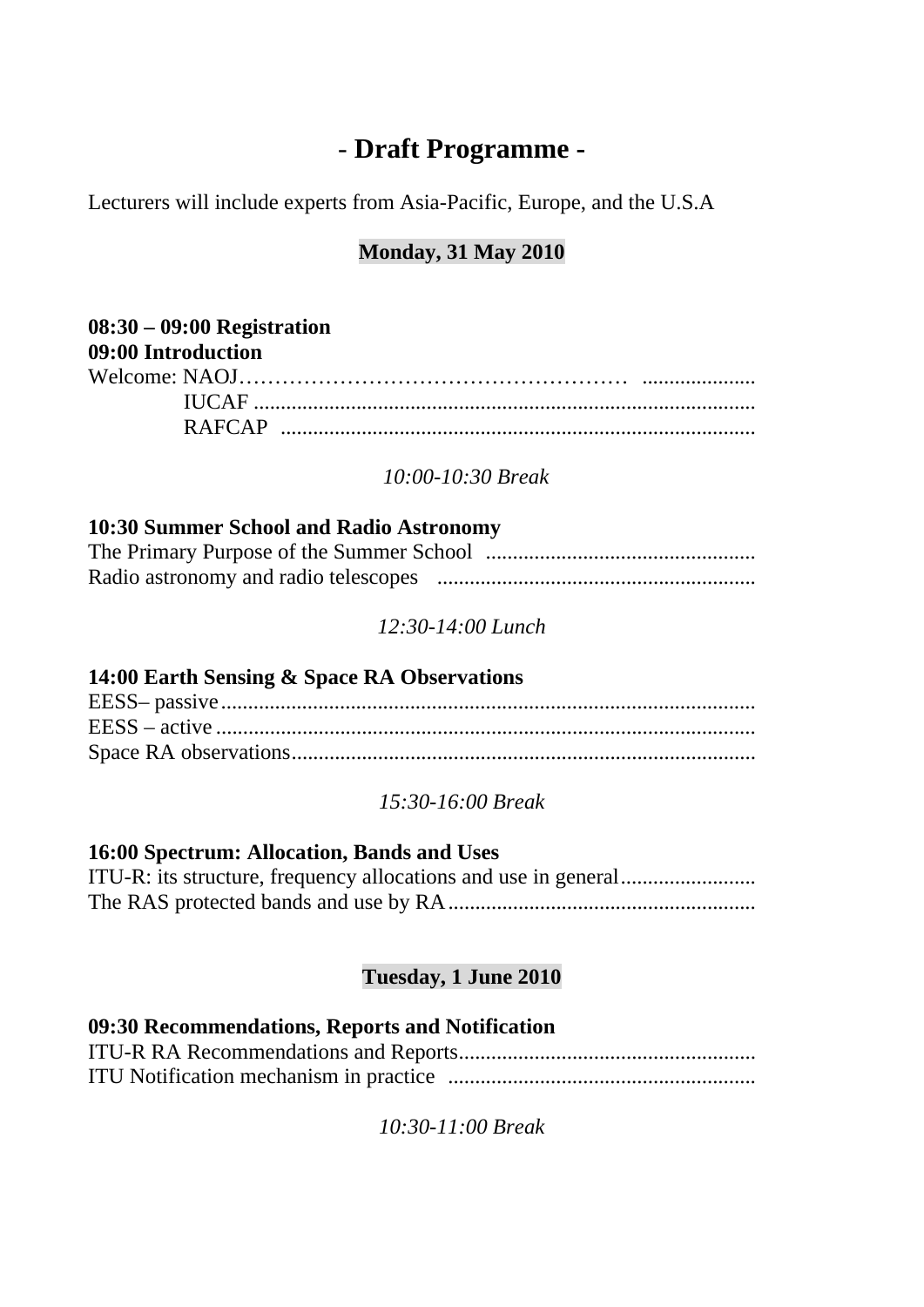# - Draft Programme -

Lecturers will include experts from Asia-Pacific, Europe, and the U.S.A

## Monday, 31 May 2010

**08:30 – 09:00 Registration**
**09:00 Introduction**

Welcome: NAOJ……………………………………………… .....................
IUCAF ...........................................................................................
RAFCAP .......................................................................................

*10:00-10:30 Break*

**10:30 Summer School and Radio Astronomy**

The Primary Purpose of the Summer School ..................................................
Radio astronomy and radio telescopes ...........................................................

*12:30-14:00 Lunch*

**14:00 Earth Sensing & Space RA Observations**

EESS– passive...................................................................................................
EESS – active ...................................................................................................
Space RA observations......................................................................................

*15:30-16:00 Break*

**16:00 Spectrum: Allocation, Bands and Uses**

ITU-R: its structure, frequency allocations and use in general.........................
The RAS protected bands and use by RA.........................................................

## Tuesday, 1 June 2010

**09:30 Recommendations, Reports and Notification**

ITU-R RA Recommendations and Reports.......................................................
ITU Notification mechanism in practice .........................................................

*10:30-11:00 Break*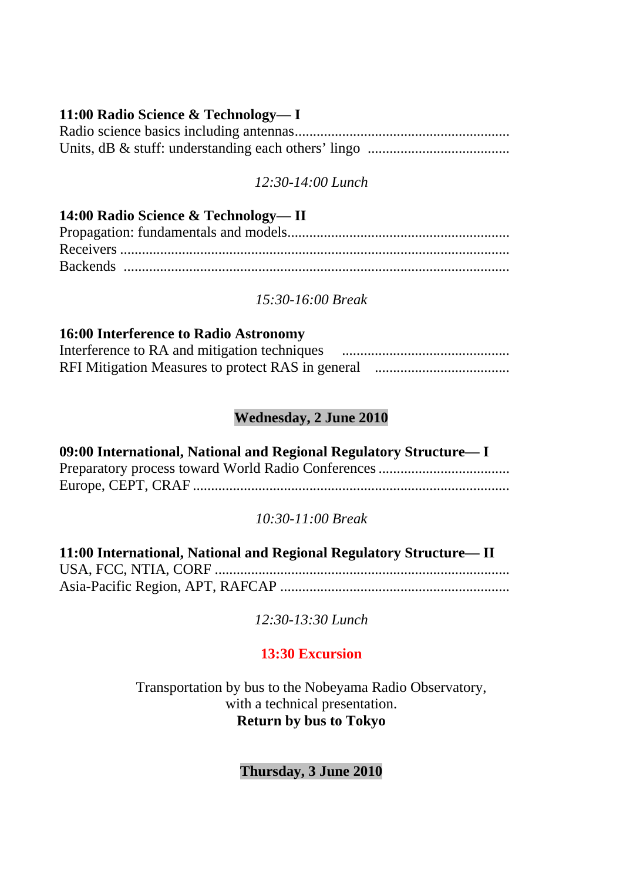**11:00 Radio Science & Technology— I**

Radio science basics including antennas..........................................................

Units, dB & stuff: understanding each others' lingo .......................................

*12:30-14:00 Lunch*

**14:00 Radio Science & Technology— II**

Propagation: fundamentals and models............................................................

Receivers ..........................................................................................................

Backends ..........................................................................................................

*15:30-16:00 Break*

**16:00 Interference to Radio Astronomy**

Interference to RA and mitigation techniques ..............................................

RFI Mitigation Measures to protect RAS in general .....................................

## Wednesday, 2 June 2010

**09:00 International, National and Regional Regulatory Structure— I**

Preparatory process toward World Radio Conferences ....................................

Europe, CEPT, CRAF ......................................................................................

*10:30-11:00 Break*

**11:00 International, National and Regional Regulatory Structure— II**

USA, FCC, NTIA, CORF ................................................................................

Asia-Pacific Region, APT, RAFCAP ..............................................................

*12:30-13:30 Lunch*

**13:30 Excursion**

Transportation by bus to the Nobeyama Radio Observatory,
with a technical presentation.
**Return by bus to Tokyo**

## Thursday, 3 June 2010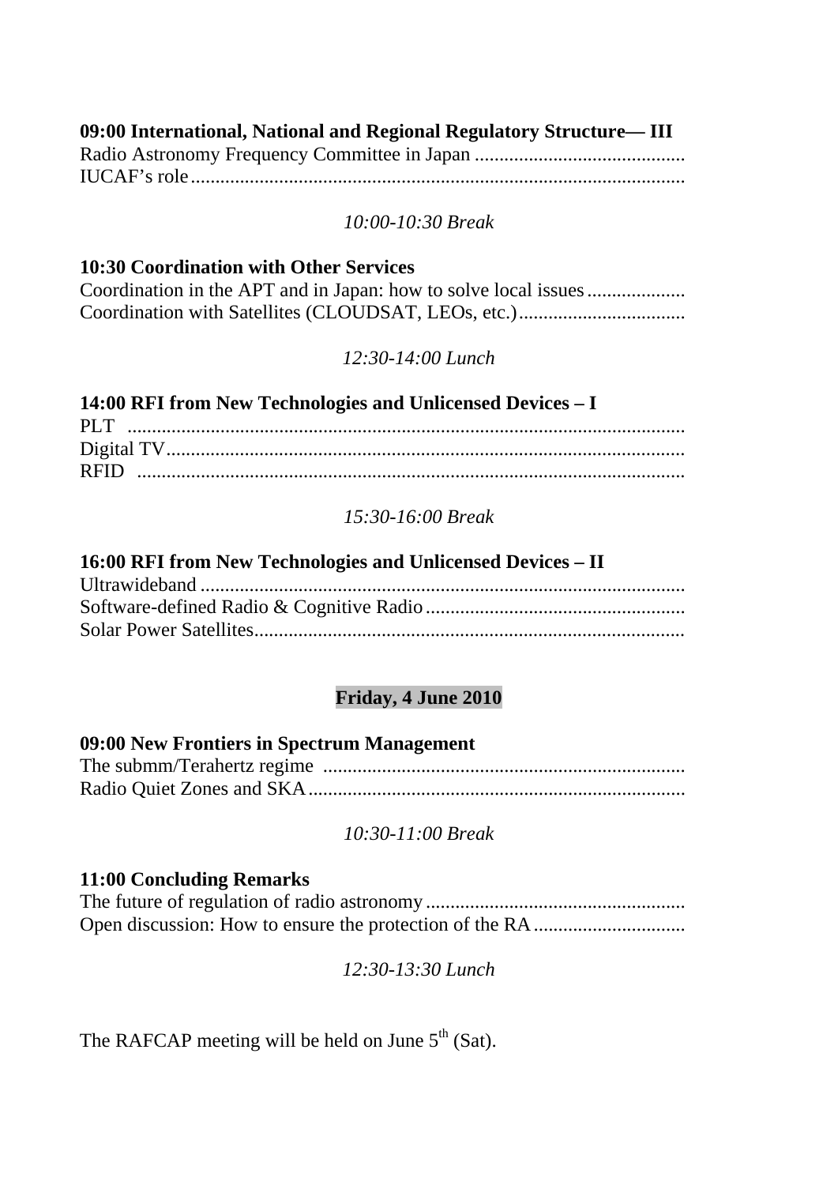**09:00 International, National and Regional Regulatory Structure— III**

Radio Astronomy Frequency Committee in Japan ..........................................
IUCAF's role....................................................................................................

*10:00-10:30 Break*

**10:30 Coordination with Other Services**

Coordination in the APT and in Japan: how to solve local issues ...................
Coordination with Satellites (CLOUDSAT, LEOs, etc.).................................

*12:30-14:00 Lunch*

**14:00 RFI from New Technologies and Unlicensed Devices – I**

PLT ..................................................................................................................
Digital TV.........................................................................................................
RFID ...............................................................................................................

*15:30-16:00 Break*

**16:00 RFI from New Technologies and Unlicensed Devices – II**

Ultrawideband ..................................................................................................
Software-defined Radio & Cognitive Radio ....................................................
Solar Power Satellites.......................................................................................

## Friday, 4 June 2010

**09:00 New Frontiers in Spectrum Management**

The submm/Terahertz regime .........................................................................
Radio Quiet Zones and SKA............................................................................

*10:30-11:00 Break*

**11:00 Concluding Remarks**

The future of regulation of radio astronomy ....................................................
Open discussion: How to ensure the protection of the RA ..............................

*12:30-13:30 Lunch*

The RAFCAP meeting will be held on June 5th (Sat).